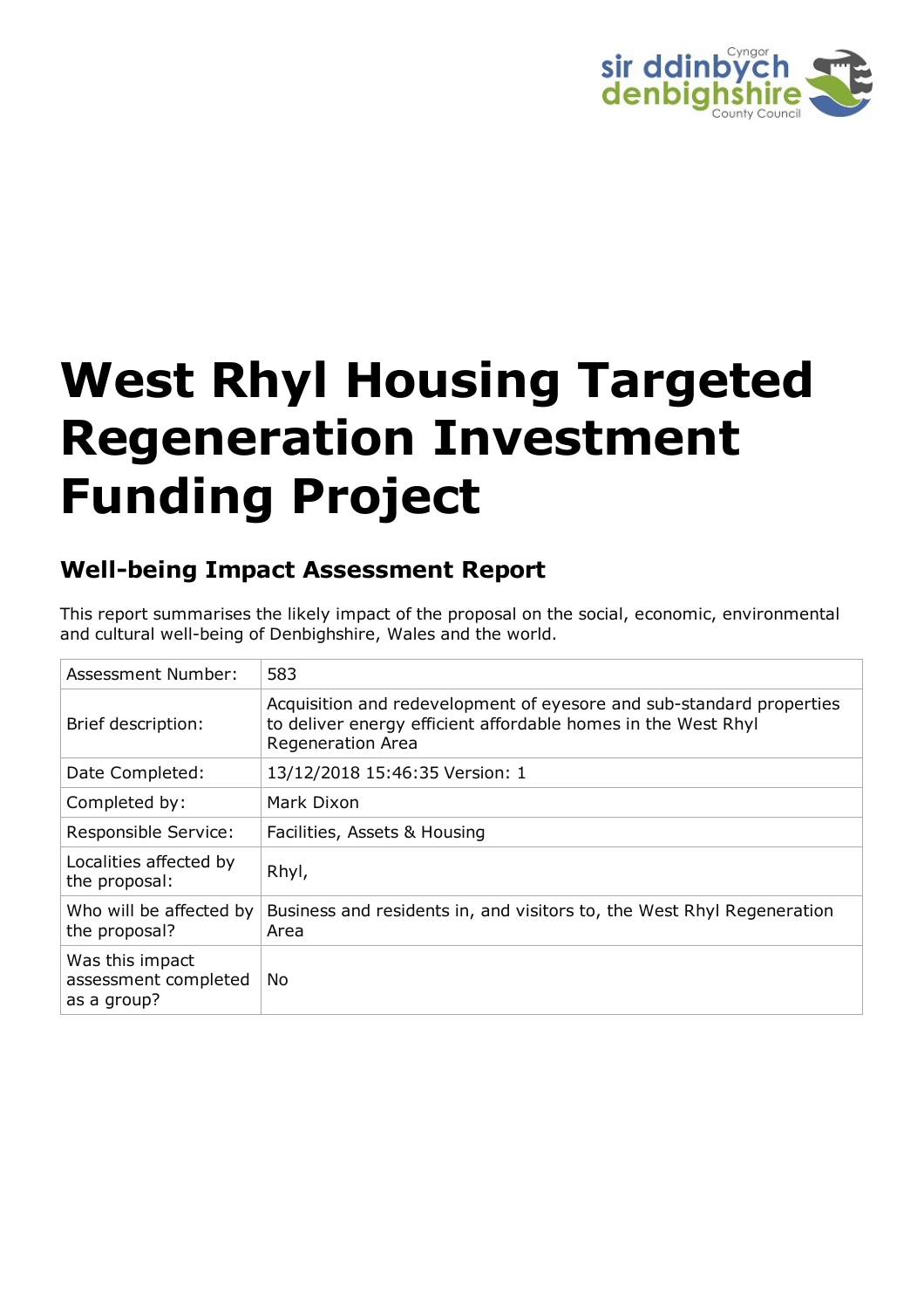# West Rhyl Housing Targeted Regeneration Investment Funding Project

## Well-being Impact Assessment Report

This report summarises the likely impact of the proposal on the social, economic, environmental and cultural well-being of Denbighshire, Wales and the world.

| Assessment Number: | 583 |
|---|---|
| Brief description: | Acquisition and redevelopment of eyesore and sub-standard properties to deliver energy efficient affordable homes in the West Rhyl Regeneration Area |
| Date Completed: | 13/12/2018 15:46:35 Version: 1 |
| Completed by: | Mark Dixon |
| Responsible Service: | Facilities, Assets & Housing |
| Localities affected by the proposal: | Rhyl, |
| Who will be affected by the proposal? | Business and residents in, and visitors to, the West Rhyl Regeneration Area |
| Was this impact assessment completed as a group? | No |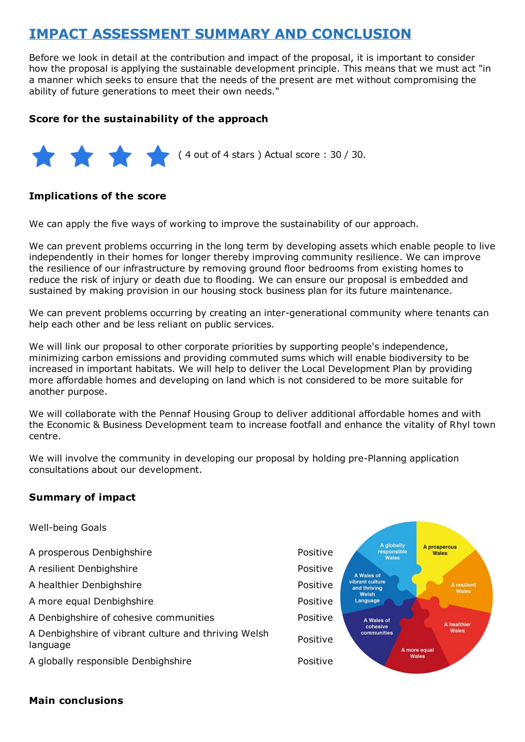# IMPACT ASSESSMENT SUMMARY AND CONCLUSION

Before we look in detail at the contribution and impact of the proposal, it is important to consider how the proposal is applying the sustainable development principle. This means that we must act "in a manner which seeks to ensure that the needs of the present are met without compromising the ability of future generations to meet their own needs."

### Score for the sustainability of the approach

★★★★ ( 4 out of 4 stars ) Actual score : 30 / 30.

### Implications of the score

We can apply the five ways of working to improve the sustainability of our approach.

We can prevent problems occurring in the long term by developing assets which enable people to live independently in their homes for longer thereby improving community resilience. We can improve the resilience of our infrastructure by removing ground floor bedrooms from existing homes to reduce the risk of injury or death due to flooding. We can ensure our proposal is embedded and sustained by making provision in our housing stock business plan for its future maintenance.

We can prevent problems occurring by creating an inter-generational community where tenants can help each other and be less reliant on public services.

We will link our proposal to other corporate priorities by supporting people's independence, minimizing carbon emissions and providing commuted sums which will enable biodiversity to be increased in important habitats. We will help to deliver the Local Development Plan by providing more affordable homes and developing on land which is not considered to be more suitable for another purpose.

We will collaborate with the Pennaf Housing Group to deliver additional affordable homes and with the Economic & Business Development team to increase footfall and enhance the vitality of Rhyl town centre.

We will involve the community in developing our proposal by holding pre-Planning application consultations about our development.

### Summary of impact

| Well-being Goals | |
|---|---|
| A prosperous Denbighshire | Positive |
| A resilient Denbighshire | Positive |
| A healthier Denbighshire | Positive |
| A more equal Denbighshire | Positive |
| A Denbighshire of cohesive communities | Positive |
| A Denbighshire of vibrant culture and thriving Welsh language | Positive |
| A globally responsible Denbighshire | Positive |

### Main conclusions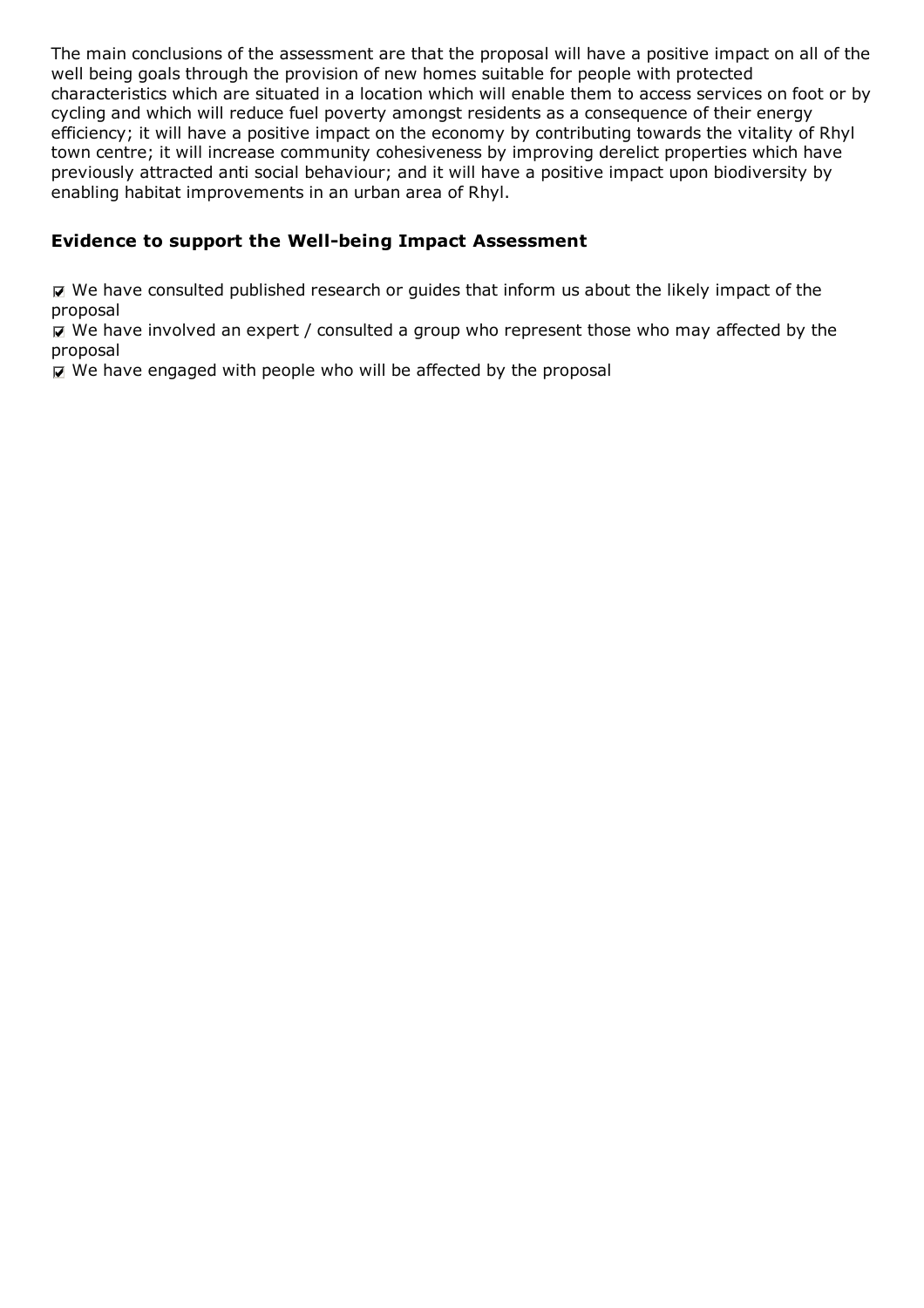The main conclusions of the assessment are that the proposal will have a positive impact on all of the well being goals through the provision of new homes suitable for people with protected characteristics which are situated in a location which will enable them to access services on foot or by cycling and which will reduce fuel poverty amongst residents as a consequence of their energy efficiency; it will have a positive impact on the economy by contributing towards the vitality of Rhyl town centre; it will increase community cohesiveness by improving derelict properties which have previously attracted anti social behaviour; and it will have a positive impact upon biodiversity by enabling habitat improvements in an urban area of Rhyl.

### Evidence to support the Well-being Impact Assessment

- [x] We have consulted published research or guides that inform us about the likely impact of the proposal
- [x] We have involved an expert / consulted a group who represent those who may affected by the proposal
- [x] We have engaged with people who will be affected by the proposal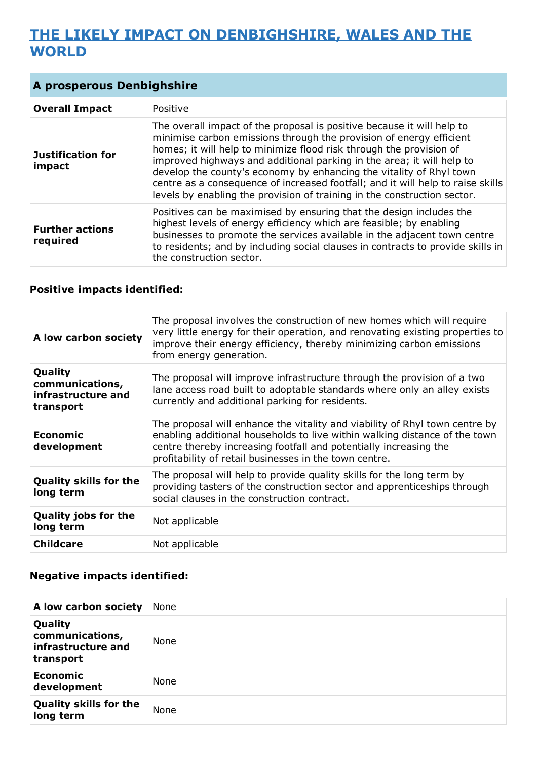# THE LIKELY IMPACT ON DENBIGHSHIRE, WALES AND THE WORLD

## A prosperous Denbighshire

| | |
|---|---|
| **Overall Impact** | Positive |
| **Justification for impact** | The overall impact of the proposal is positive because it will help to minimise carbon emissions through the provision of energy efficient homes; it will help to minimize flood risk through the provision of improved highways and additional parking in the area; it will help to develop the county's economy by enhancing the vitality of Rhyl town centre as a consequence of increased footfall; and it will help to raise skills levels by enabling the provision of training in the construction sector. |
| **Further actions required** | Positives can be maximised by ensuring that the design includes the highest levels of energy efficiency which are feasible; by enabling businesses to promote the services available in the adjacent town centre to residents; and by including social clauses in contracts to provide skills in the construction sector. |

### Positive impacts identified:

| | |
|---|---|
| **A low carbon society** | The proposal involves the construction of new homes which will require very little energy for their operation, and renovating existing properties to improve their energy efficiency, thereby minimizing carbon emissions from energy generation. |
| **Quality communications, infrastructure and transport** | The proposal will improve infrastructure through the provision of a two lane access road built to adoptable standards where only an alley exists currently and additional parking for residents. |
| **Economic development** | The proposal will enhance the vitality and viability of Rhyl town centre by enabling additional households to live within walking distance of the town centre thereby increasing footfall and potentially increasing the profitability of retail businesses in the town centre. |
| **Quality skills for the long term** | The proposal will help to provide quality skills for the long term by providing tasters of the construction sector and apprenticeships through social clauses in the construction contract. |
| **Quality jobs for the long term** | Not applicable |
| **Childcare** | Not applicable |

### Negative impacts identified:

| | |
|---|---|
| **A low carbon society** | None |
| **Quality communications, infrastructure and transport** | None |
| **Economic development** | None |
| **Quality skills for the long term** | None |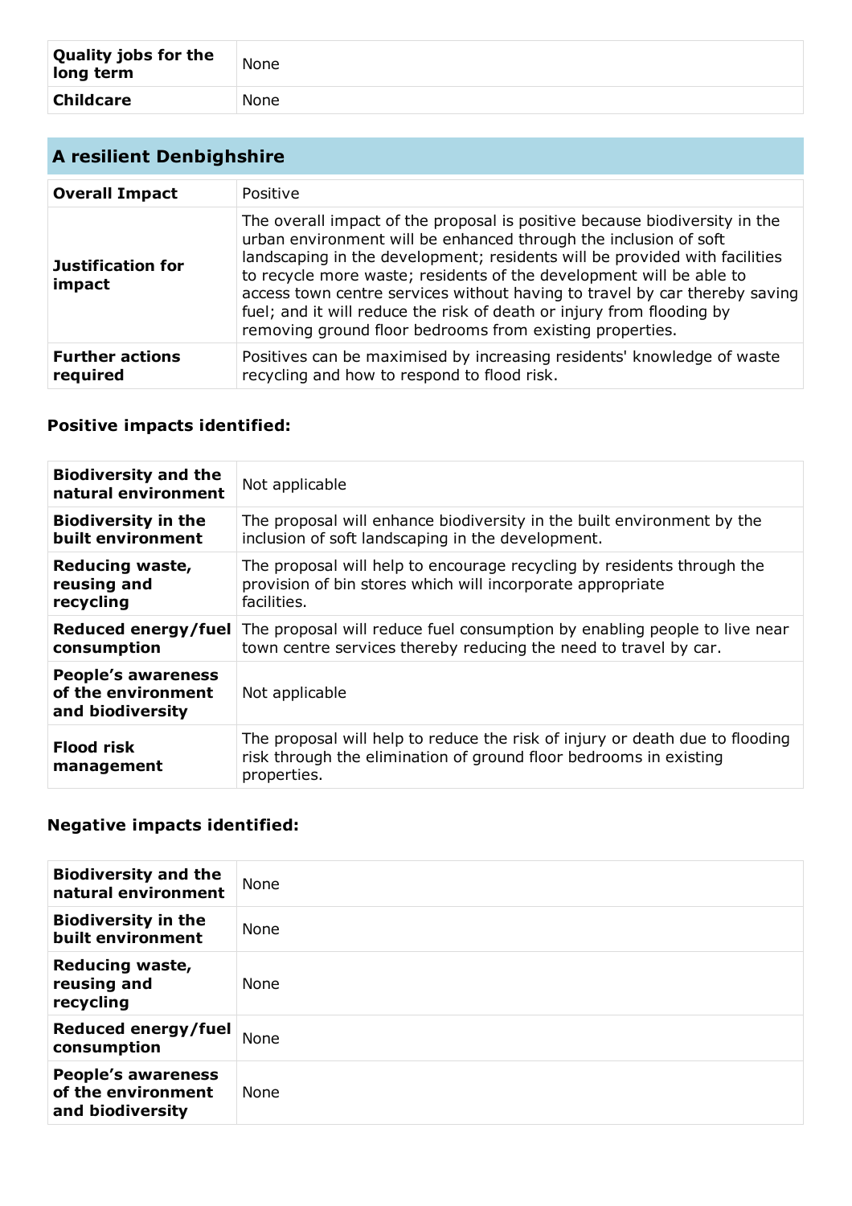| | |
|---|---|
| **Quality jobs for the long term** | None |
| **Childcare** | None |

## A resilient Denbighshire

| | |
|---|---|
| **Overall Impact** | Positive |
| **Justification for impact** | The overall impact of the proposal is positive because biodiversity in the urban environment will be enhanced through the inclusion of soft landscaping in the development; residents will be provided with facilities to recycle more waste; residents of the development will be able to access town centre services without having to travel by car thereby saving fuel; and it will reduce the risk of death or injury from flooding by removing ground floor bedrooms from existing properties. |
| **Further actions required** | Positives can be maximised by increasing residents' knowledge of waste recycling and how to respond to flood risk. |

### Positive impacts identified:

| | |
|---|---|
| **Biodiversity and the natural environment** | Not applicable |
| **Biodiversity in the built environment** | The proposal will enhance biodiversity in the built environment by the inclusion of soft landscaping in the development. |
| **Reducing waste, reusing and recycling** | The proposal will help to encourage recycling by residents through the provision of bin stores which will incorporate appropriate facilities. |
| **Reduced energy/fuel consumption** | The proposal will reduce fuel consumption by enabling people to live near town centre services thereby reducing the need to travel by car. |
| **People's awareness of the environment and biodiversity** | Not applicable |
| **Flood risk management** | The proposal will help to reduce the risk of injury or death due to flooding risk through the elimination of ground floor bedrooms in existing properties. |

### Negative impacts identified:

| | |
|---|---|
| **Biodiversity and the natural environment** | None |
| **Biodiversity in the built environment** | None |
| **Reducing waste, reusing and recycling** | None |
| **Reduced energy/fuel consumption** | None |
| **People's awareness of the environment and biodiversity** | None |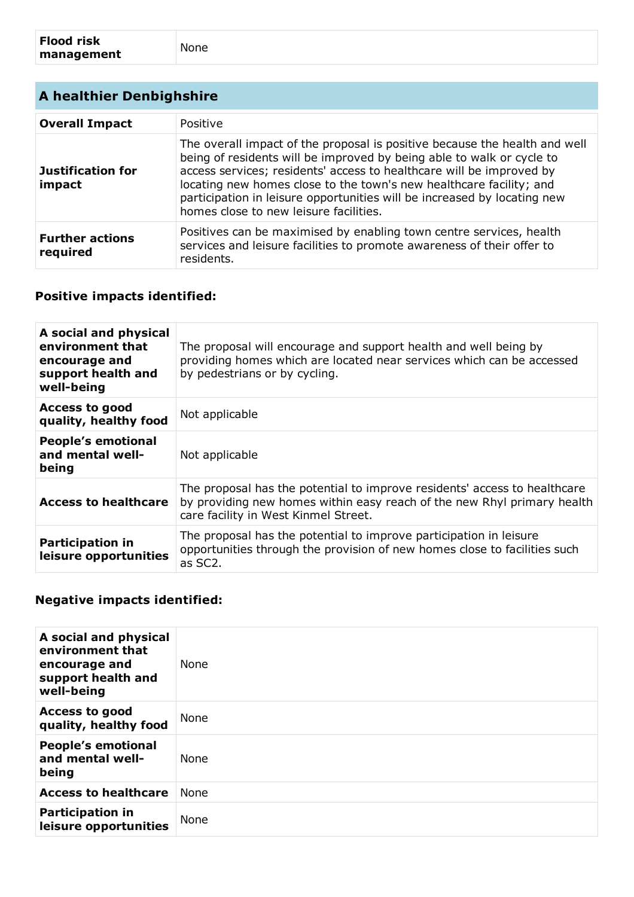| **Flood risk management** | None |
|---|---|

## A healthier Denbighshire

| **Overall Impact** | Positive |
|---|---|
| **Justification for impact** | The overall impact of the proposal is positive because the health and well being of residents will be improved by being able to walk or cycle to access services; residents' access to healthcare will be improved by locating new homes close to the town's new healthcare facility; and participation in leisure opportunities will be increased by locating new homes close to new leisure facilities. |
| **Further actions required** | Positives can be maximised by enabling town centre services, health services and leisure facilities to promote awareness of their offer to residents. |

### Positive impacts identified:

| **A social and physical environment that encourage and support health and well-being** | The proposal will encourage and support health and well being by providing homes which are located near services which can be accessed by pedestrians or by cycling. |
|---|---|
| **Access to good quality, healthy food** | Not applicable |
| **People's emotional and mental well-being** | Not applicable |
| **Access to healthcare** | The proposal has the potential to improve residents' access to healthcare by providing new homes within easy reach of the new Rhyl primary health care facility in West Kinmel Street. |
| **Participation in leisure opportunities** | The proposal has the potential to improve participation in leisure opportunities through the provision of new homes close to facilities such as SC2. |

### Negative impacts identified:

| **A social and physical environment that encourage and support health and well-being** | None |
|---|---|
| **Access to good quality, healthy food** | None |
| **People's emotional and mental well-being** | None |
| **Access to healthcare** | None |
| **Participation in leisure opportunities** | None |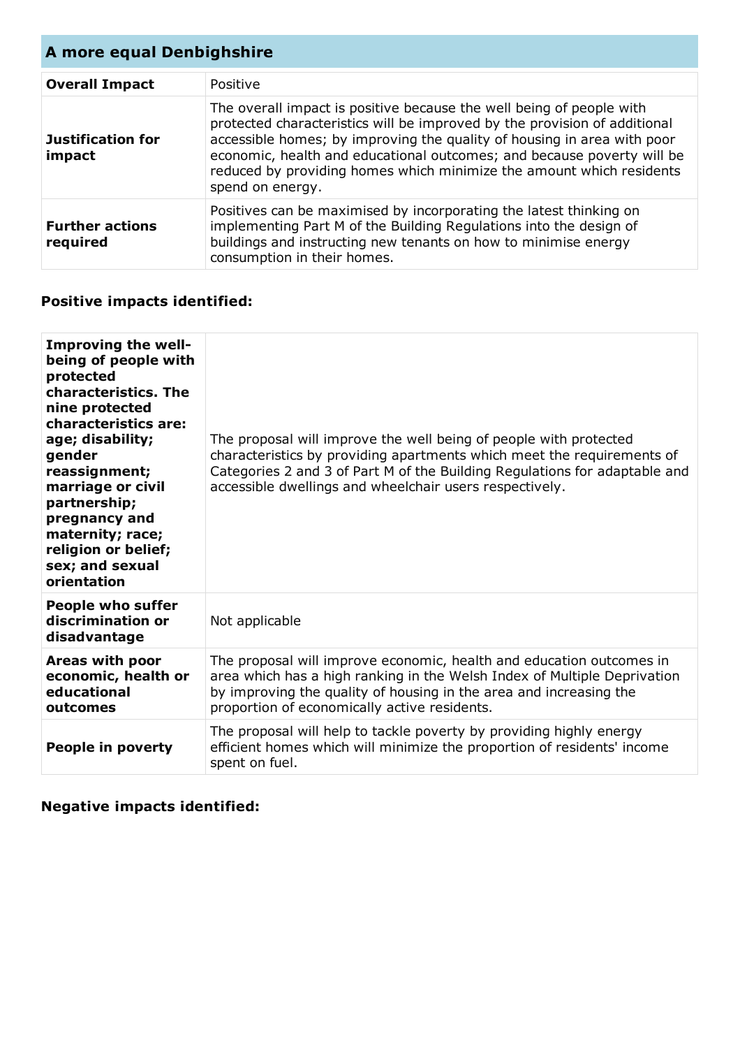## A more equal Denbighshire

| | |
|---|---|
| **Overall Impact** | Positive |
| **Justification for impact** | The overall impact is positive because the well being of people with protected characteristics will be improved by the provision of additional accessible homes; by improving the quality of housing in area with poor economic, health and educational outcomes; and because poverty will be reduced by providing homes which minimize the amount which residents spend on energy. |
| **Further actions required** | Positives can be maximised by incorporating the latest thinking on implementing Part M of the Building Regulations into the design of buildings and instructing new tenants on how to minimise energy consumption in their homes. |

### Positive impacts identified:

| | |
|---|---|
| **Improving the well-being of people with protected characteristics. The nine protected characteristics are: age; disability; gender reassignment; marriage or civil partnership; pregnancy and maternity; race; religion or belief; sex; and sexual orientation** | The proposal will improve the well being of people with protected characteristics by providing apartments which meet the requirements of Categories 2 and 3 of Part M of the Building Regulations for adaptable and accessible dwellings and wheelchair users respectively. |
| **People who suffer discrimination or disadvantage** | Not applicable |
| **Areas with poor economic, health or educational outcomes** | The proposal will improve economic, health and education outcomes in area which has a high ranking in the Welsh Index of Multiple Deprivation by improving the quality of housing in the area and increasing the proportion of economically active residents. |
| **People in poverty** | The proposal will help to tackle poverty by providing highly energy efficient homes which will minimize the proportion of residents' income spent on fuel. |

### Negative impacts identified: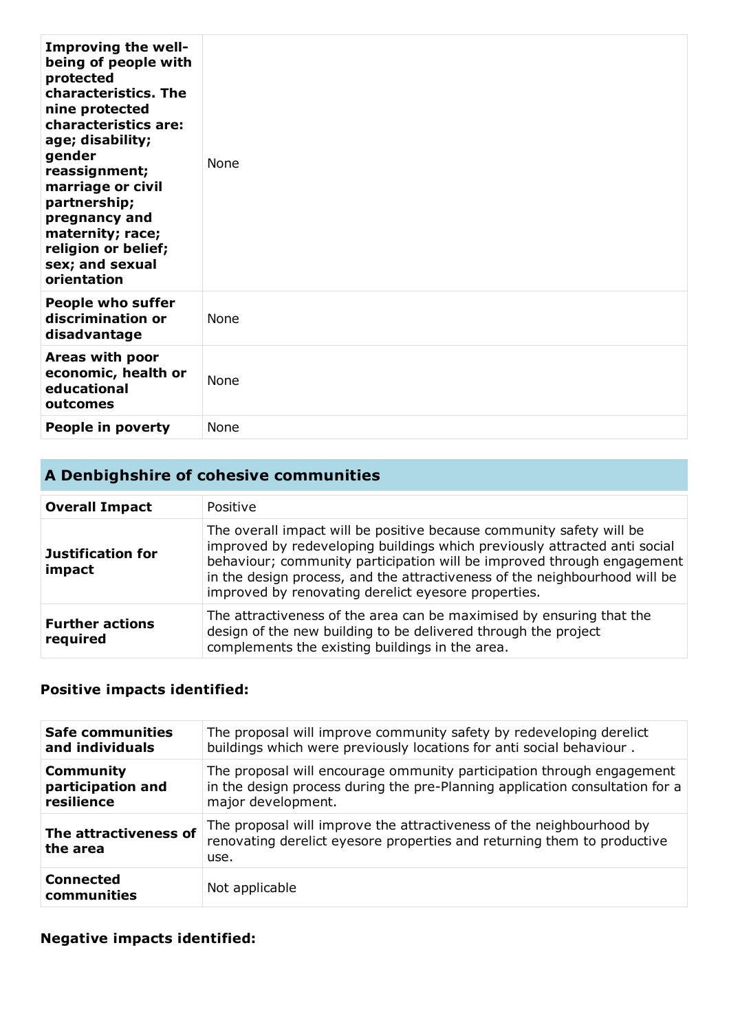| | |
|---|---|
| **Improving the well-being of people with protected characteristics. The nine protected characteristics are: age; disability; gender reassignment; marriage or civil partnership; pregnancy and maternity; race; religion or belief; sex; and sexual orientation** | None |
| **People who suffer discrimination or disadvantage** | None |
| **Areas with poor economic, health or educational outcomes** | None |
| **People in poverty** | None |

## A Denbighshire of cohesive communities

| | |
|---|---|
| **Overall Impact** | Positive |
| **Justification for impact** | The overall impact will be positive because community safety will be improved by redeveloping buildings which previously attracted anti social behaviour; community participation will be improved through engagement in the design process, and the attractiveness of the neighbourhood will be improved by renovating derelict eyesore properties. |
| **Further actions required** | The attractiveness of the area can be maximised by ensuring that the design of the new building to be delivered through the project complements the existing buildings in the area. |

### Positive impacts identified:

| | |
|---|---|
| **Safe communities and individuals** | The proposal will improve community safety by redeveloping derelict buildings which were previously locations for anti social behaviour . |
| **Community participation and resilience** | The proposal will encourage ommunity participation through engagement in the design process during the pre-Planning application consultation for a major development. |
| **The attractiveness of the area** | The proposal will improve the attractiveness of the neighbourhood by renovating derelict eyesore properties and returning them to productive use. |
| **Connected communities** | Not applicable |

### Negative impacts identified: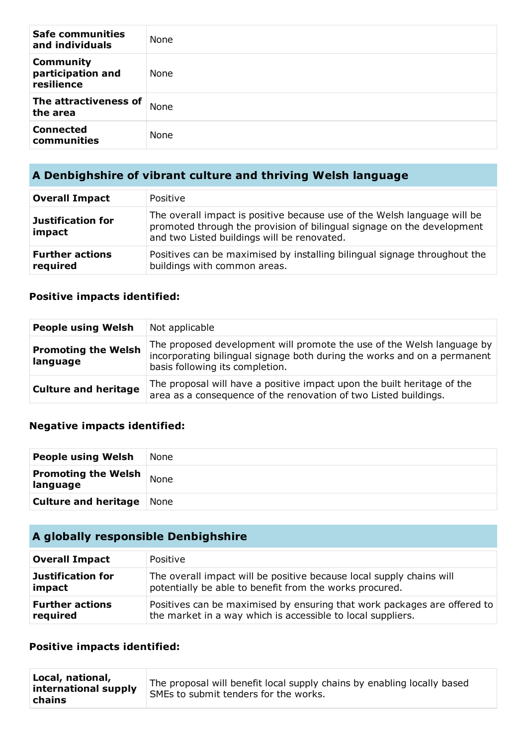| | |
|---|---|
| **Safe communities and individuals** | None |
| **Community participation and resilience** | None |
| **The attractiveness of the area** | None |
| **Connected communities** | None |

## A Denbighshire of vibrant culture and thriving Welsh language

| | |
|---|---|
| **Overall Impact** | Positive |
| **Justification for impact** | The overall impact is positive because use of the Welsh language will be promoted through the provision of bilingual signage on the development and two Listed buildings will be renovated. |
| **Further actions required** | Positives can be maximised by installing bilingual signage throughout the buildings with common areas. |

### Positive impacts identified:

| | |
|---|---|
| **People using Welsh** | Not applicable |
| **Promoting the Welsh language** | The proposed development will promote the use of the Welsh language by incorporating bilingual signage both during the works and on a permanent basis following its completion. |
| **Culture and heritage** | The proposal will have a positive impact upon the built heritage of the area as a consequence of the renovation of two Listed buildings. |

### Negative impacts identified:

| | |
|---|---|
| **People using Welsh** | None |
| **Promoting the Welsh language** | None |
| **Culture and heritage** | None |

## A globally responsible Denbighshire

| | |
|---|---|
| **Overall Impact** | Positive |
| **Justification for impact** | The overall impact will be positive because local supply chains will potentially be able to benefit from the works procured. |
| **Further actions required** | Positives can be maximised by ensuring that work packages are offered to the market in a way which is accessible to local suppliers. |

### Positive impacts identified:

| | |
|---|---|
| **Local, national, international supply chains** | The proposal will benefit local supply chains by enabling locally based SMEs to submit tenders for the works. |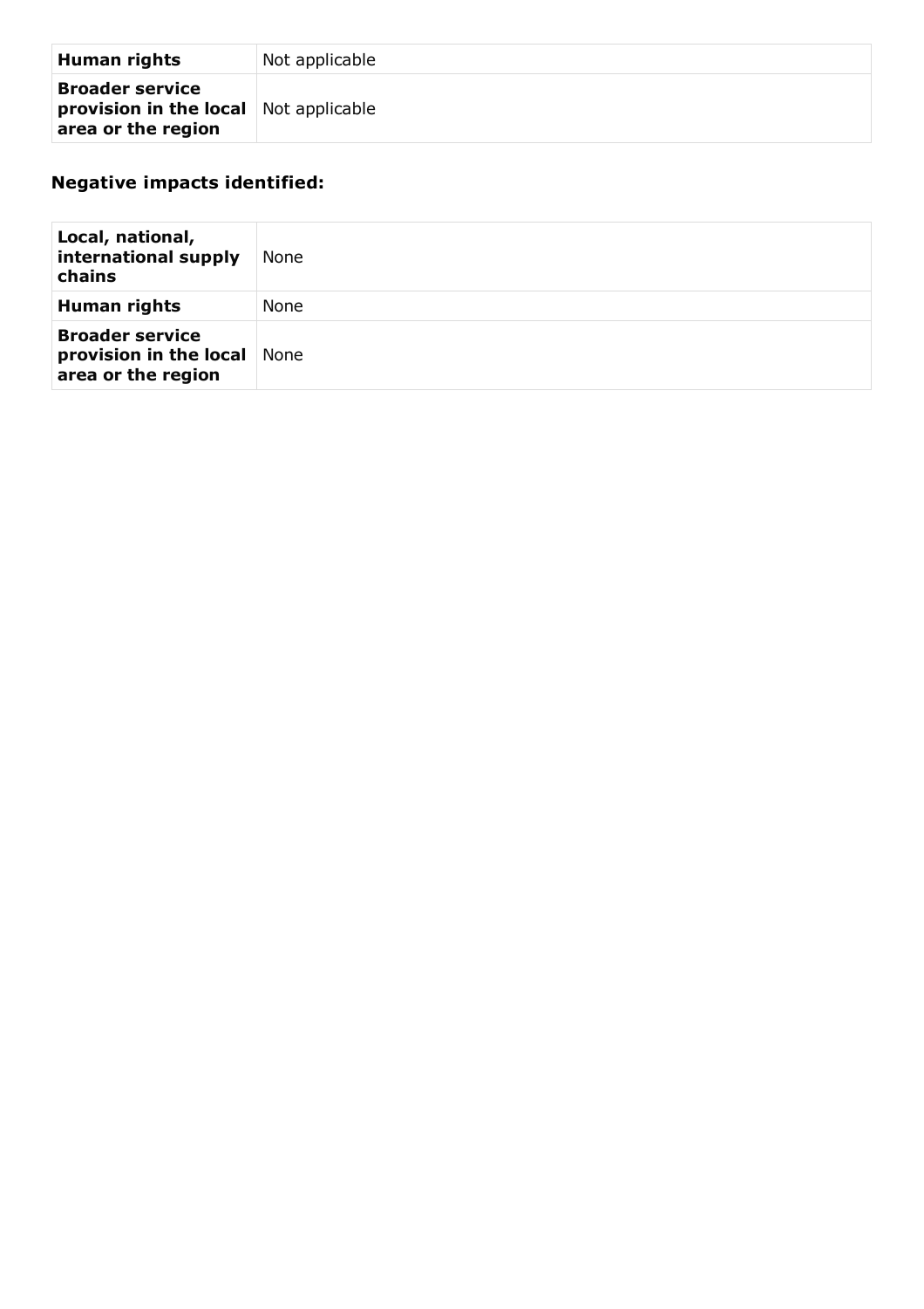| | |
|---|---|
| **Human rights** | Not applicable |
| **Broader service provision in the local area or the region** | Not applicable |

**Negative impacts identified:**

| | |
|---|---|
| **Local, national, international supply chains** | None |
| **Human rights** | None |
| **Broader service provision in the local area or the region** | None |